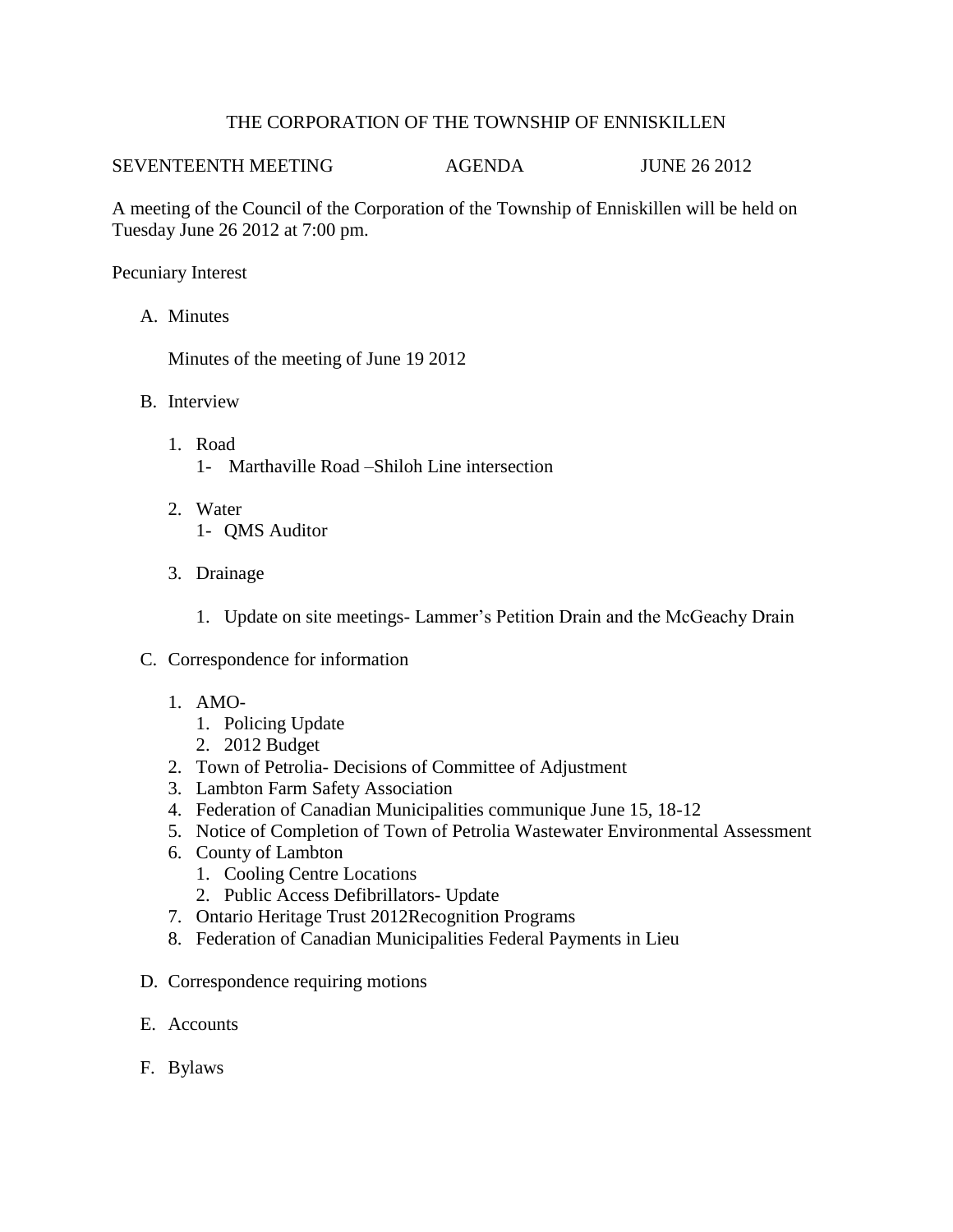# THE CORPORATION OF THE TOWNSHIP OF ENNISKILLEN

SEVENTEENTH MEETING AGENDA JUNE 26 2012

A meeting of the Council of the Corporation of the Township of Enniskillen will be held on Tuesday June 26 2012 at 7:00 pm.

Pecuniary Interest

A. Minutes

   Minutes of the meeting of June 19 2012

B. Interview

   1. Road
      1- Marthaville Road –Shiloh Line intersection

   2. Water
      1- QMS Auditor

   3. Drainage

      1. Update on site meetings- Lammer's Petition Drain and the McGeachy Drain

C. Correspondence for information

   1. AMO-
      1. Policing Update
      2. 2012 Budget
   2. Town of Petrolia- Decisions of Committee of Adjustment
   3. Lambton Farm Safety Association
   4. Federation of Canadian Municipalities communique June 15, 18-12
   5. Notice of Completion of Town of Petrolia Wastewater Environmental Assessment
   6. County of Lambton
      1. Cooling Centre Locations
      2. Public Access Defibrillators- Update
   7. Ontario Heritage Trust 2012Recognition Programs
   8. Federation of Canadian Municipalities Federal Payments in Lieu

D. Correspondence requiring motions

E. Accounts

F. Bylaws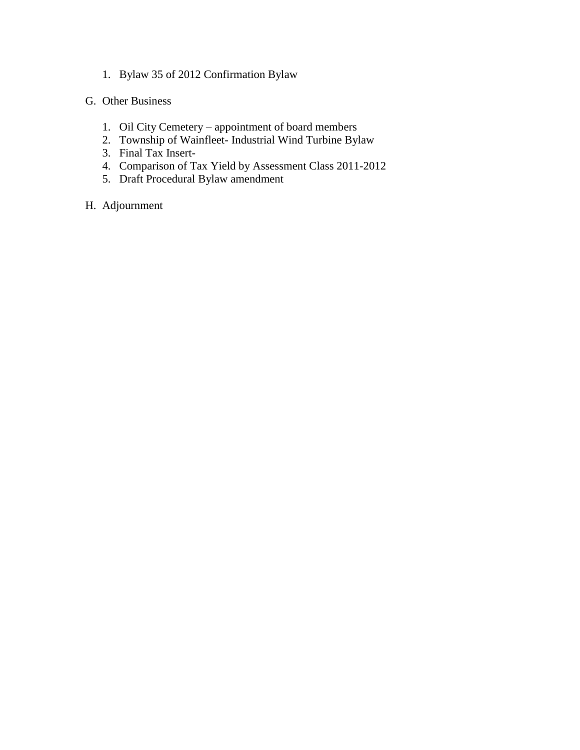1. Bylaw 35 of 2012 Confirmation Bylaw

G. Other Business

1. Oil City Cemetery – appointment of board members
2. Township of Wainfleet- Industrial Wind Turbine Bylaw
3. Final Tax Insert-
4. Comparison of Tax Yield by Assessment Class 2011-2012
5. Draft Procedural Bylaw amendment

H. Adjournment